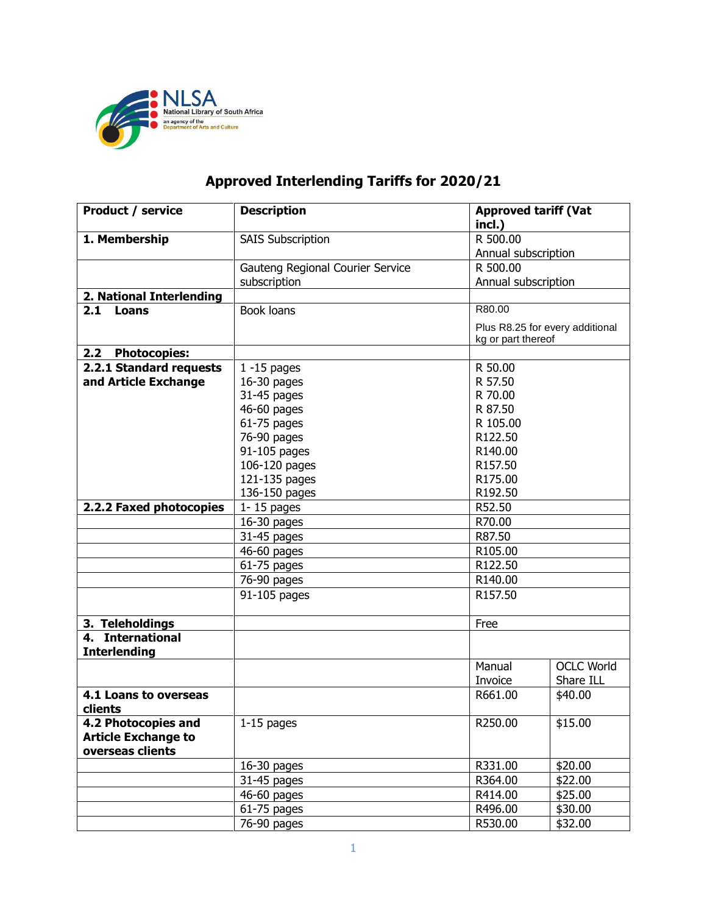NLSA
National Library of South Africa
an agency of the
Department of Arts and Culture

# Approved Interlending Tariffs for 2020/21

| Product / service | Description | Approved tariff (Vat incl.) | |
|---|---|---|---|
| **1. Membership** | SAIS Subscription | R 500.00 Annual subscription | |
| | Gauteng Regional Courier Service subscription | R 500.00 Annual subscription | |
| **2. National Interlending** | | | |
| **2.1 Loans** | Book loans | R80.00<br>Plus R8.25 for every additional kg or part thereof | |
| **2.2 Photocopies:** | | | |
| **2.2.1 Standard requests and Article Exchange** | 1 -15 pages<br>16-30 pages<br>31-45 pages<br>46-60 pages<br>61-75 pages<br>76-90 pages<br>91-105 pages<br>106-120 pages<br>121-135 pages<br>136-150 pages | R 50.00<br>R 57.50<br>R 70.00<br>R 87.50<br>R 105.00<br>R122.50<br>R140.00<br>R157.50<br>R175.00<br>R192.50 | |
| **2.2.2 Faxed photocopies** | 1- 15 pages | R52.50 | |
| | 16-30 pages | R70.00 | |
| | 31-45 pages | R87.50 | |
| | 46-60 pages | R105.00 | |
| | 61-75 pages | R122.50 | |
| | 76-90 pages | R140.00 | |
| | 91-105 pages | R157.50 | |
| **3. Teleholdings** | | Free | |
| **4. International Interlending** | | | |
| | | Manual Invoice | OCLC World Share ILL |
| **4.1 Loans to overseas clients** | | R661.00 | $40.00 |
| **4.2 Photocopies and Article Exchange to overseas clients** | 1-15 pages | R250.00 | $15.00 |
| | 16-30 pages | R331.00 | $20.00 |
| | 31-45 pages | R364.00 | $22.00 |
| | 46-60 pages | R414.00 | $25.00 |
| | 61-75 pages | R496.00 | $30.00 |
| | 76-90 pages | R530.00 | $32.00 |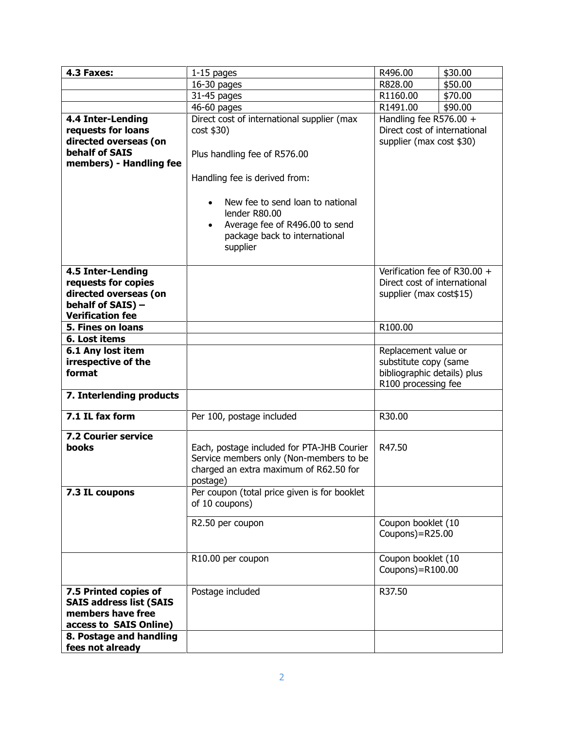| | | | |
|---|---|---|---|
| **4.3 Faxes:** | 1-15 pages | R496.00 | $30.00 |
| | 16-30 pages | R828.00 | $50.00 |
| | 31-45 pages | R1160.00 | $70.00 |
| | 46-60 pages | R1491.00 | $90.00 |
| **4.4 Inter-Lending requests for loans directed overseas (on behalf of SAIS members) - Handling fee** | Direct cost of international supplier (max cost $30)<br><br>Plus handling fee of R576.00<br><br>Handling fee is derived from:<br><br>• New fee to send loan to national lender R80.00<br>• Average fee of R496.00 to send package back to international supplier | Handling fee R576.00 + Direct cost of international supplier (max cost $30) | |
| **4.5 Inter-Lending requests for copies directed overseas (on behalf of SAIS) – Verification fee** | | Verification fee of R30.00 + Direct cost of international supplier (max cost$15) | |
| **5. Fines on loans** | | R100.00 | |
| **6. Lost items** | | | |
| **6.1 Any lost item irrespective of the format** | | Replacement value or substitute copy (same bibliographic details) plus R100 processing fee | |
| **7. Interlending products** | | | |
| **7.1 IL fax form** | Per 100, postage included | R30.00 | |
| **7.2 Courier service books** | Each, postage included for PTA-JHB Courier Service members only (Non-members to be charged an extra maximum of R62.50 for postage) | R47.50 | |
| **7.3 IL coupons** | Per coupon (total price given is for booklet of 10 coupons) | | |
| | R2.50 per coupon | Coupon booklet (10 Coupons)=R25.00 | |
| | R10.00 per coupon | Coupon booklet (10 Coupons)=R100.00 | |
| **7.5 Printed copies of SAIS address list (SAIS members have free access to SAIS Online)** | Postage included | R37.50 | |
| **8. Postage and handling fees not already** | | | |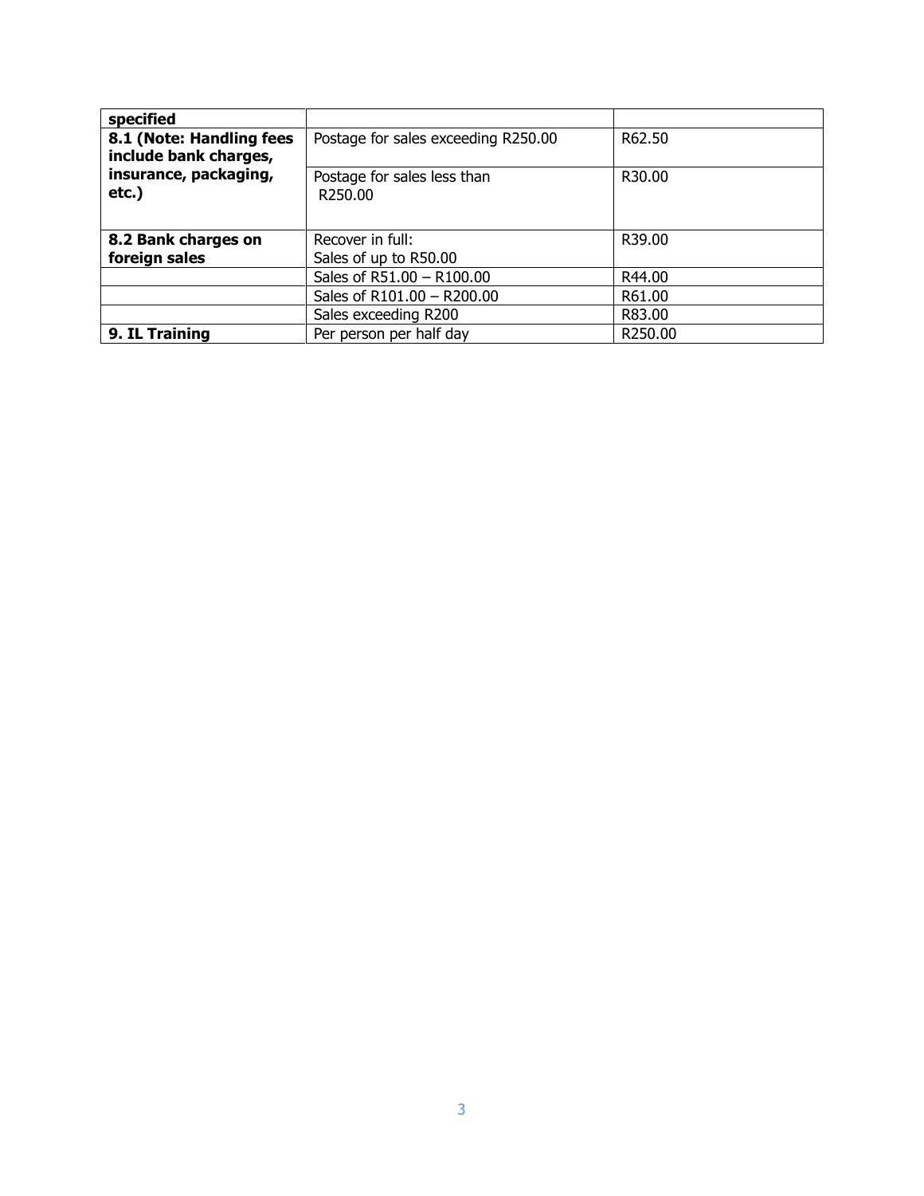| | | |
|---|---|---|
| **specified** | | |
| **8.1 (Note: Handling fees include bank charges, insurance, packaging, etc.)** | Postage for sales exceeding R250.00 | R62.50 |
| | Postage for sales less than R250.00 | R30.00 |
| **8.2 Bank charges on foreign sales** | Recover in full: Sales of up to R50.00 | R39.00 |
| | Sales of R51.00 – R100.00 | R44.00 |
| | Sales of R101.00 – R200.00 | R61.00 |
| | Sales exceeding R200 | R83.00 |
| **9. IL Training** | Per person per half day | R250.00 |